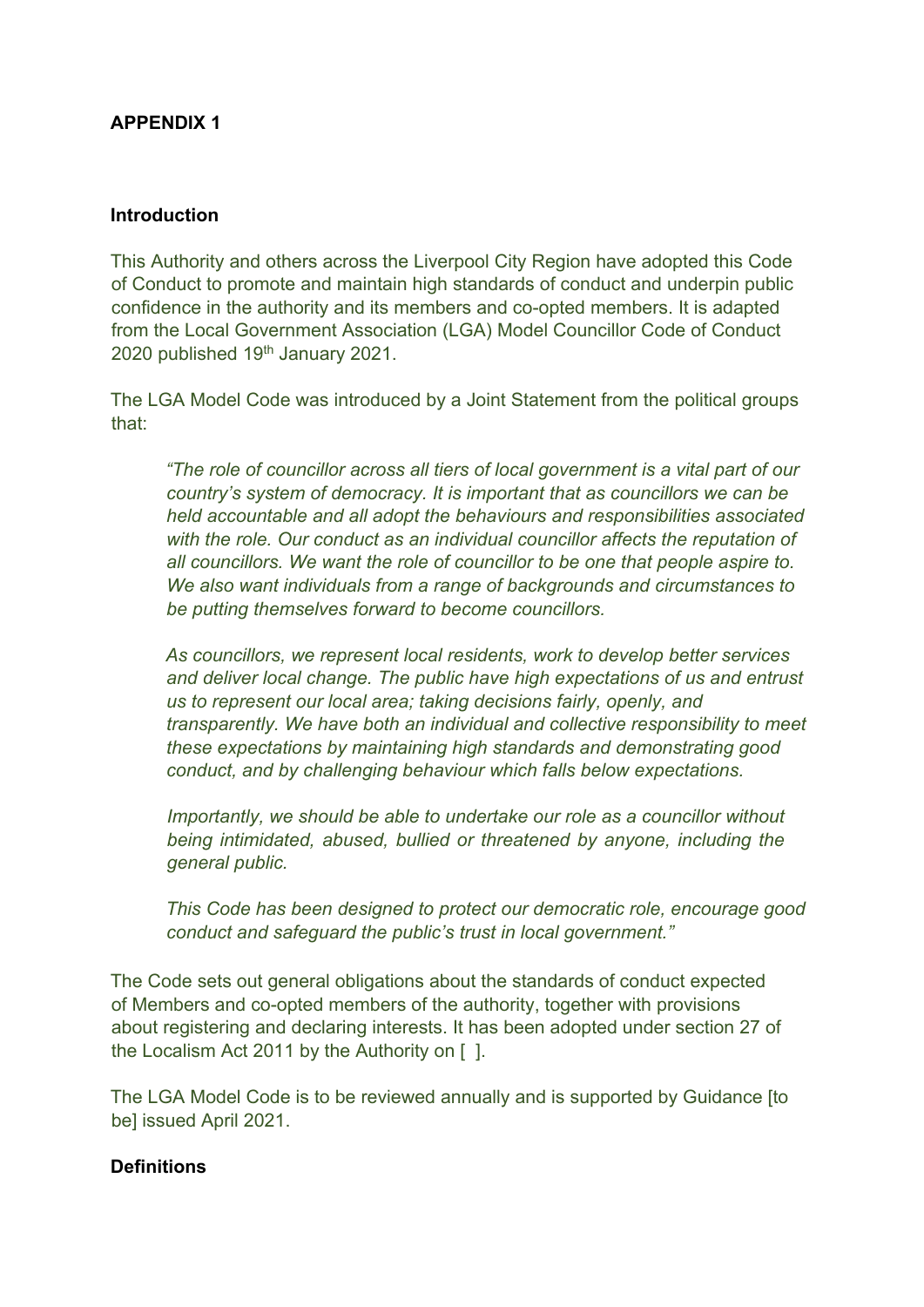**APPENDIX 1**

**Introduction**

This Authority and others across the Liverpool City Region have adopted this Code of Conduct to promote and maintain high standards of conduct and underpin public confidence in the authority and its members and co-opted members. It is adapted from the Local Government Association (LGA) Model Councillor Code of Conduct 2020 published 19th January 2021.

The LGA Model Code was introduced by a Joint Statement from the political groups that:

> *"The role of councillor across all tiers of local government is a vital part of our country's system of democracy. It is important that as councillors we can be held accountable and all adopt the behaviours and responsibilities associated with the role. Our conduct as an individual councillor affects the reputation of all councillors. We want the role of councillor to be one that people aspire to. We also want individuals from a range of backgrounds and circumstances to be putting themselves forward to become councillors.*
>
> *As councillors, we represent local residents, work to develop better services and deliver local change. The public have high expectations of us and entrust us to represent our local area; taking decisions fairly, openly, and transparently. We have both an individual and collective responsibility to meet these expectations by maintaining high standards and demonstrating good conduct, and by challenging behaviour which falls below expectations.*
>
> *Importantly, we should be able to undertake our role as a councillor without being intimidated, abused, bullied or threatened by anyone, including the general public.*
>
> *This Code has been designed to protect our democratic role, encourage good conduct and safeguard the public's trust in local government."*

The Code sets out general obligations about the standards of conduct expected of Members and co-opted members of the authority, together with provisions about registering and declaring interests. It has been adopted under section 27 of the Localism Act 2011 by the Authority on [ ].

The LGA Model Code is to be reviewed annually and is supported by Guidance [to be] issued April 2021.

**Definitions**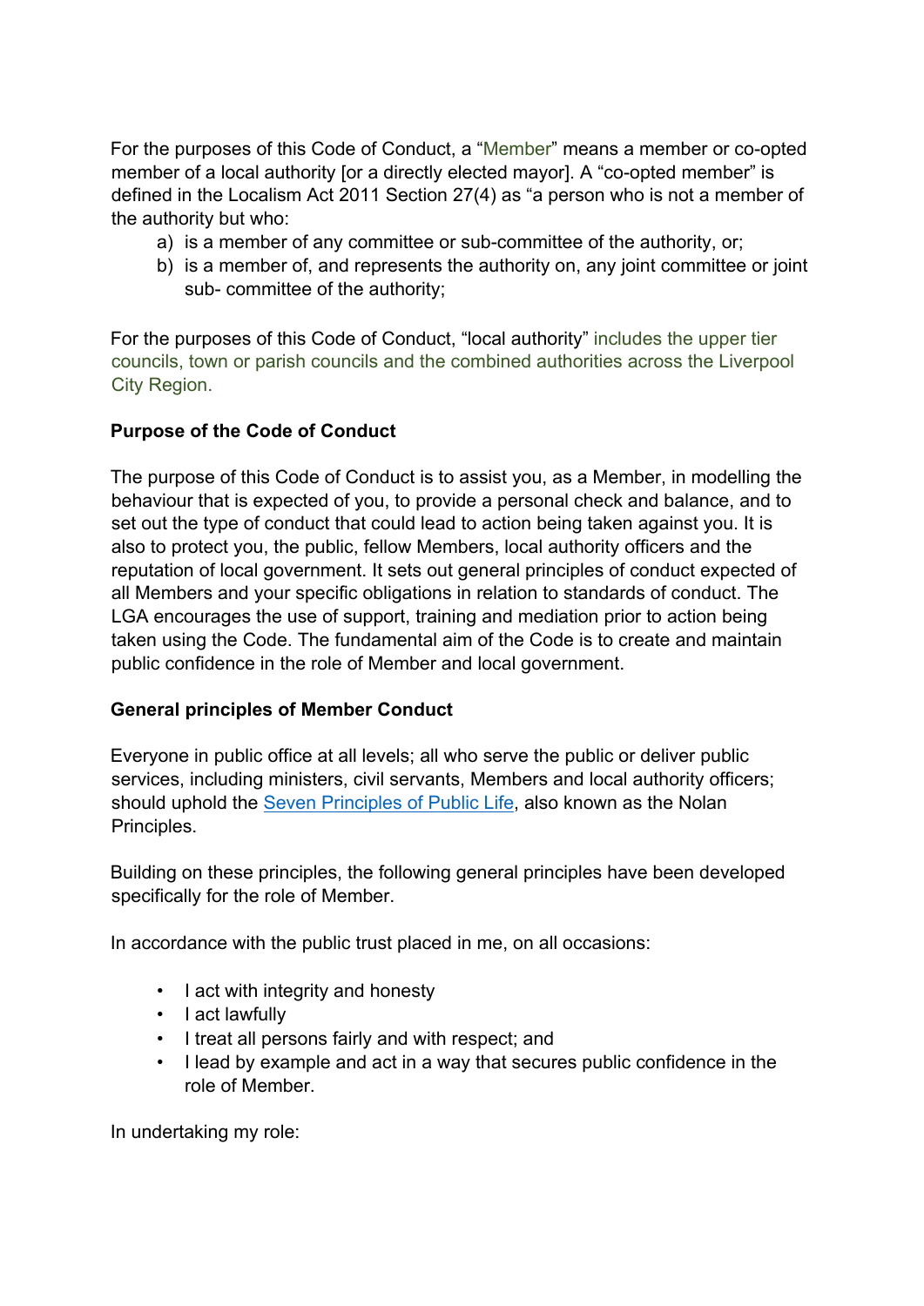For the purposes of this Code of Conduct, a "Member" means a member or co-opted member of a local authority [or a directly elected mayor]. A "co-opted member" is defined in the Localism Act 2011 Section 27(4) as "a person who is not a member of the authority but who:

a) is a member of any committee or sub-committee of the authority, or;
b) is a member of, and represents the authority on, any joint committee or joint sub- committee of the authority;

For the purposes of this Code of Conduct, "local authority" includes the upper tier councils, town or parish councils and the combined authorities across the Liverpool City Region.

**Purpose of the Code of Conduct**

The purpose of this Code of Conduct is to assist you, as a Member, in modelling the behaviour that is expected of you, to provide a personal check and balance, and to set out the type of conduct that could lead to action being taken against you. It is also to protect you, the public, fellow Members, local authority officers and the reputation of local government. It sets out general principles of conduct expected of all Members and your specific obligations in relation to standards of conduct. The LGA encourages the use of support, training and mediation prior to action being taken using the Code. The fundamental aim of the Code is to create and maintain public confidence in the role of Member and local government.

**General principles of Member Conduct**

Everyone in public office at all levels; all who serve the public or deliver public services, including ministers, civil servants, Members and local authority officers; should uphold the Seven Principles of Public Life, also known as the Nolan Principles.

Building on these principles, the following general principles have been developed specifically for the role of Member.

In accordance with the public trust placed in me, on all occasions:

- I act with integrity and honesty
- I act lawfully
- I treat all persons fairly and with respect; and
- I lead by example and act in a way that secures public confidence in the role of Member.

In undertaking my role: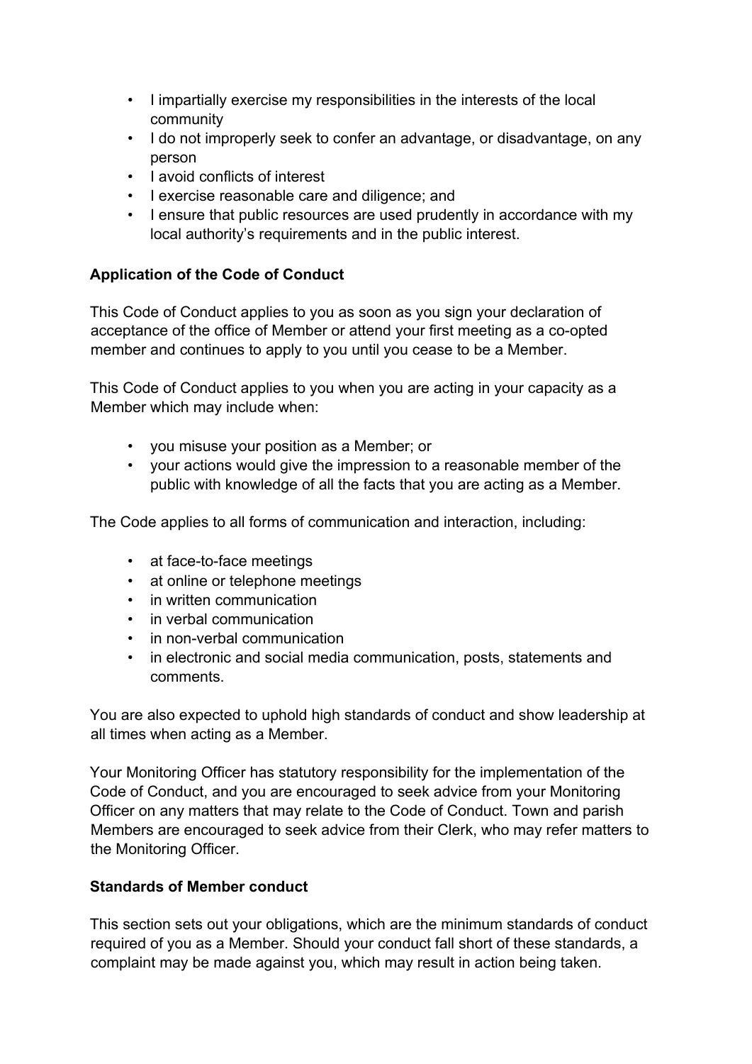- I impartially exercise my responsibilities in the interests of the local community
- I do not improperly seek to confer an advantage, or disadvantage, on any person
- I avoid conflicts of interest
- I exercise reasonable care and diligence; and
- I ensure that public resources are used prudently in accordance with my local authority's requirements and in the public interest.

**Application of the Code of Conduct**

This Code of Conduct applies to you as soon as you sign your declaration of acceptance of the office of Member or attend your first meeting as a co-opted member and continues to apply to you until you cease to be a Member.

This Code of Conduct applies to you when you are acting in your capacity as a Member which may include when:

- you misuse your position as a Member; or
- your actions would give the impression to a reasonable member of the public with knowledge of all the facts that you are acting as a Member.

The Code applies to all forms of communication and interaction, including:

- at face-to-face meetings
- at online or telephone meetings
- in written communication
- in verbal communication
- in non-verbal communication
- in electronic and social media communication, posts, statements and comments.

You are also expected to uphold high standards of conduct and show leadership at all times when acting as a Member.

Your Monitoring Officer has statutory responsibility for the implementation of the Code of Conduct, and you are encouraged to seek advice from your Monitoring Officer on any matters that may relate to the Code of Conduct. Town and parish Members are encouraged to seek advice from their Clerk, who may refer matters to the Monitoring Officer.

**Standards of Member conduct**

This section sets out your obligations, which are the minimum standards of conduct required of you as a Member. Should your conduct fall short of these standards, a complaint may be made against you, which may result in action being taken.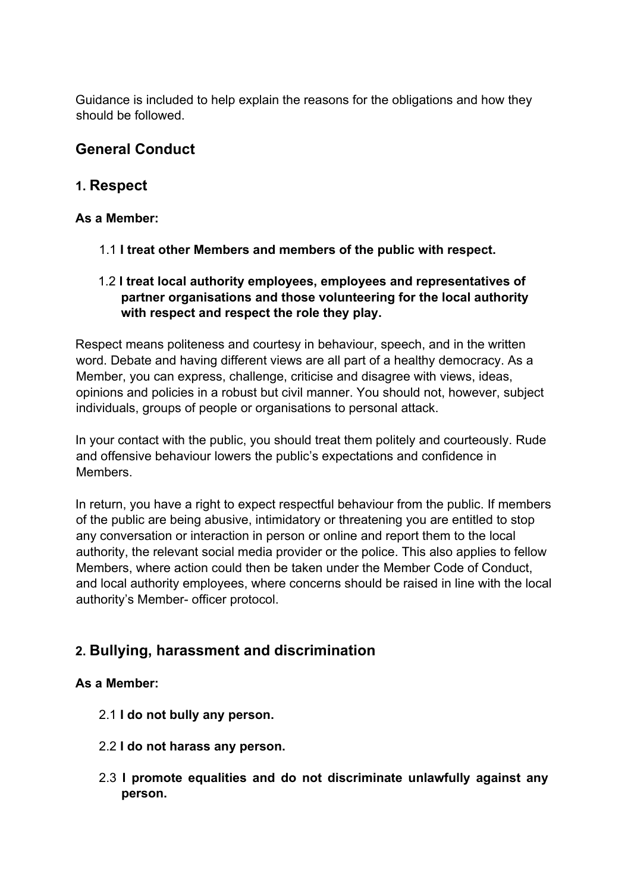Guidance is included to help explain the reasons for the obligations and how they should be followed.

## General Conduct

### 1. Respect

**As a Member:**

1.1 **I treat other Members and members of the public with respect.**

1.2 **I treat local authority employees, employees and representatives of partner organisations and those volunteering for the local authority with respect and respect the role they play.**

Respect means politeness and courtesy in behaviour, speech, and in the written word. Debate and having different views are all part of a healthy democracy. As a Member, you can express, challenge, criticise and disagree with views, ideas, opinions and policies in a robust but civil manner. You should not, however, subject individuals, groups of people or organisations to personal attack.

In your contact with the public, you should treat them politely and courteously. Rude and offensive behaviour lowers the public's expectations and confidence in Members.

In return, you have a right to expect respectful behaviour from the public. If members of the public are being abusive, intimidatory or threatening you are entitled to stop any conversation or interaction in person or online and report them to the local authority, the relevant social media provider or the police. This also applies to fellow Members, where action could then be taken under the Member Code of Conduct, and local authority employees, where concerns should be raised in line with the local authority's Member- officer protocol.

### 2. Bullying, harassment and discrimination

**As a Member:**

2.1 **I do not bully any person.**

2.2 **I do not harass any person.**

2.3 **I promote equalities and do not discriminate unlawfully against any person.**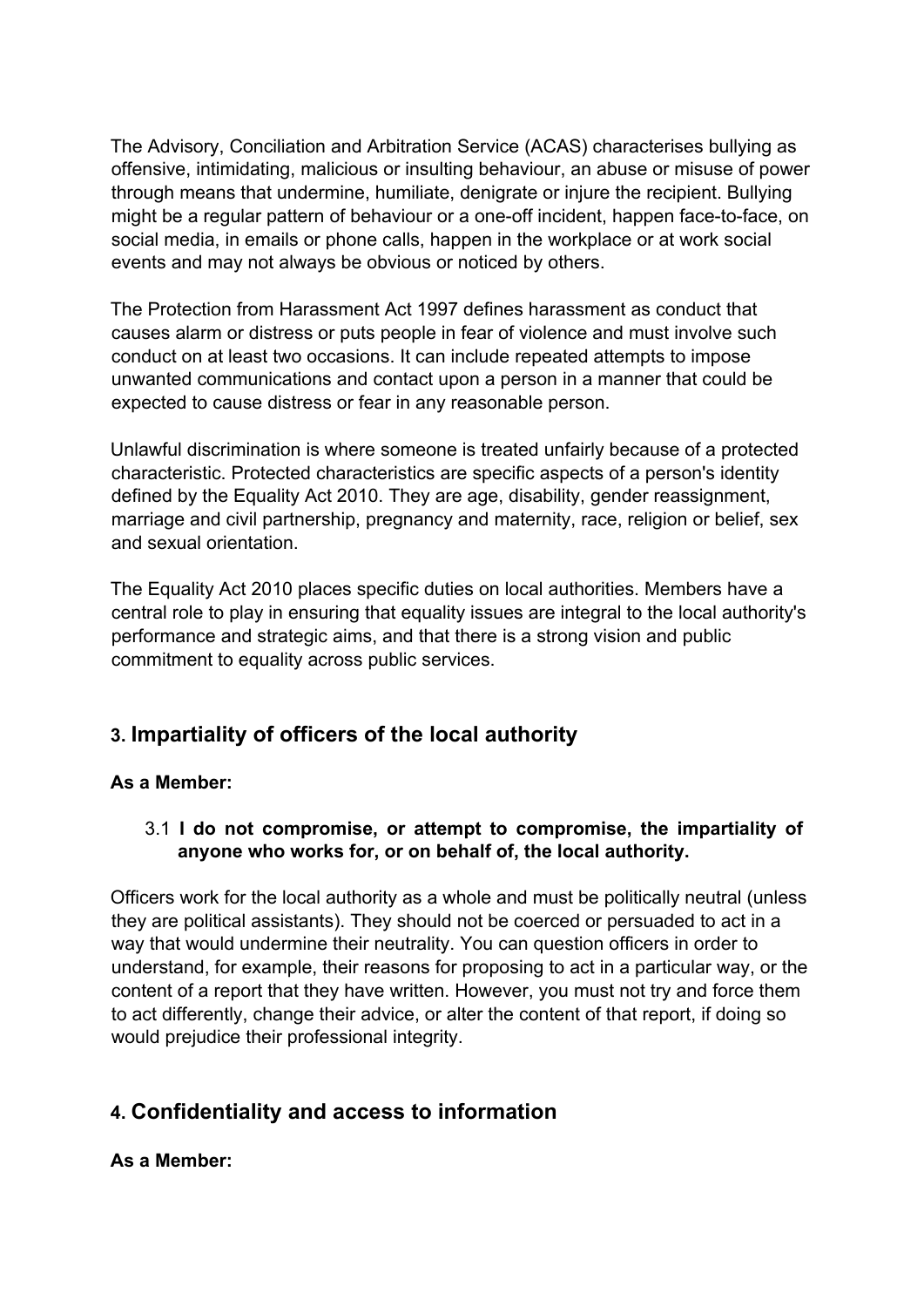The Advisory, Conciliation and Arbitration Service (ACAS) characterises bullying as offensive, intimidating, malicious or insulting behaviour, an abuse or misuse of power through means that undermine, humiliate, denigrate or injure the recipient. Bullying might be a regular pattern of behaviour or a one-off incident, happen face-to-face, on social media, in emails or phone calls, happen in the workplace or at work social events and may not always be obvious or noticed by others.

The Protection from Harassment Act 1997 defines harassment as conduct that causes alarm or distress or puts people in fear of violence and must involve such conduct on at least two occasions. It can include repeated attempts to impose unwanted communications and contact upon a person in a manner that could be expected to cause distress or fear in any reasonable person.

Unlawful discrimination is where someone is treated unfairly because of a protected characteristic. Protected characteristics are specific aspects of a person's identity defined by the Equality Act 2010. They are age, disability, gender reassignment, marriage and civil partnership, pregnancy and maternity, race, religion or belief, sex and sexual orientation.

The Equality Act 2010 places specific duties on local authorities. Members have a central role to play in ensuring that equality issues are integral to the local authority's performance and strategic aims, and that there is a strong vision and public commitment to equality across public services.

## 3. Impartiality of officers of the local authority

**As a Member:**

3.1 **I do not compromise, or attempt to compromise, the impartiality of anyone who works for, or on behalf of, the local authority.**

Officers work for the local authority as a whole and must be politically neutral (unless they are political assistants). They should not be coerced or persuaded to act in a way that would undermine their neutrality. You can question officers in order to understand, for example, their reasons for proposing to act in a particular way, or the content of a report that they have written. However, you must not try and force them to act differently, change their advice, or alter the content of that report, if doing so would prejudice their professional integrity.

## 4. Confidentiality and access to information

**As a Member:**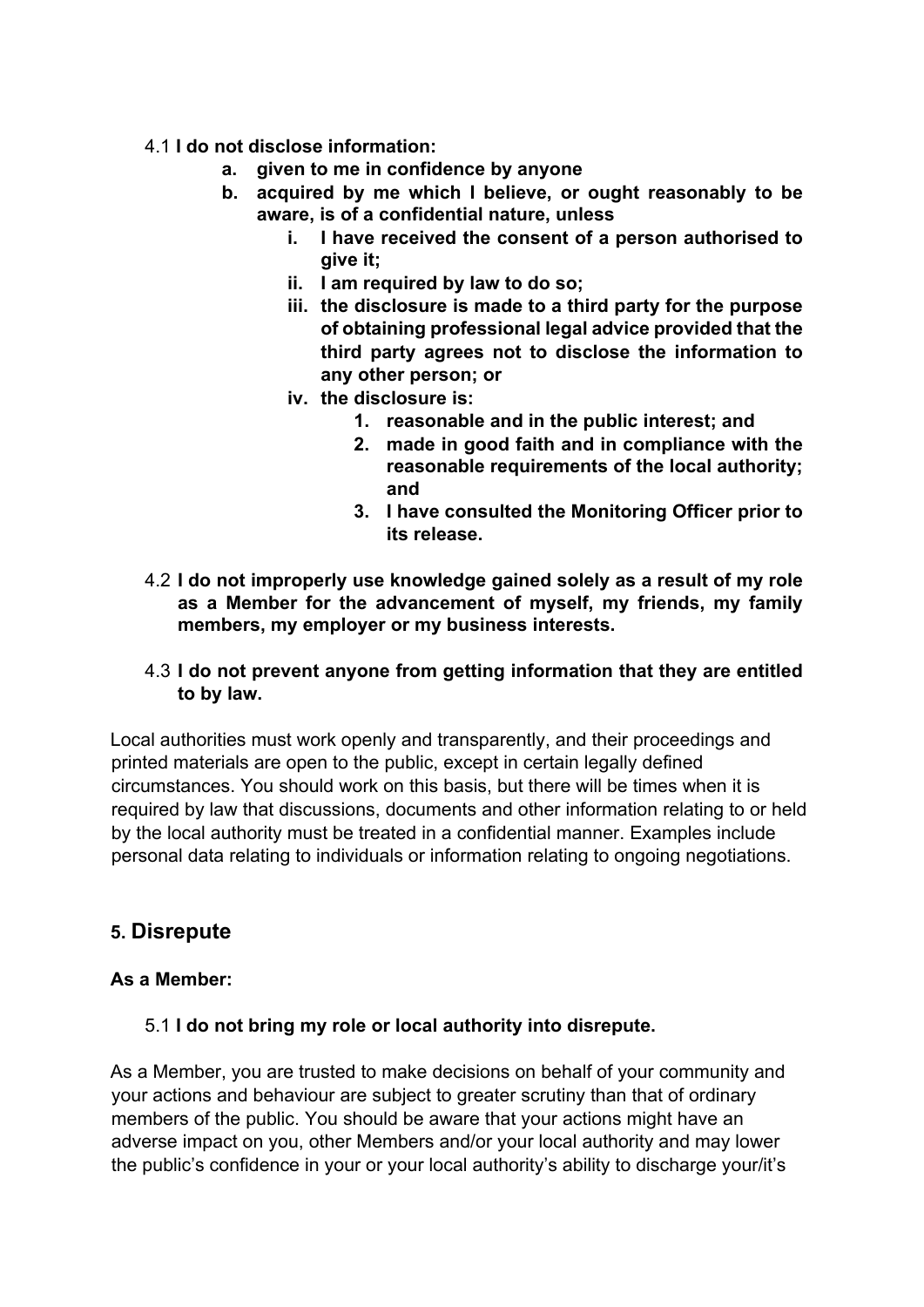4.1 **I do not disclose information:**

- a. **given to me in confidence by anyone**
- b. **acquired by me which I believe, or ought reasonably to be aware, is of a confidential nature, unless**
    - i. **I have received the consent of a person authorised to give it;**
    - ii. **I am required by law to do so;**
    - iii. **the disclosure is made to a third party for the purpose of obtaining professional legal advice provided that the third party agrees not to disclose the information to any other person; or**
    - iv. **the disclosure is:**
        1. **reasonable and in the public interest; and**
        2. **made in good faith and in compliance with the reasonable requirements of the local authority; and**
        3. **I have consulted the Monitoring Officer prior to its release.**

4.2 **I do not improperly use knowledge gained solely as a result of my role as a Member for the advancement of myself, my friends, my family members, my employer or my business interests.**

4.3 **I do not prevent anyone from getting information that they are entitled to by law.**

Local authorities must work openly and transparently, and their proceedings and printed materials are open to the public, except in certain legally defined circumstances. You should work on this basis, but there will be times when it is required by law that discussions, documents and other information relating to or held by the local authority must be treated in a confidential manner. Examples include personal data relating to individuals or information relating to ongoing negotiations.

## 5. Disrepute

**As a Member:**

5.1 **I do not bring my role or local authority into disrepute.**

As a Member, you are trusted to make decisions on behalf of your community and your actions and behaviour are subject to greater scrutiny than that of ordinary members of the public. You should be aware that your actions might have an adverse impact on you, other Members and/or your local authority and may lower the public's confidence in your or your local authority's ability to discharge your/it's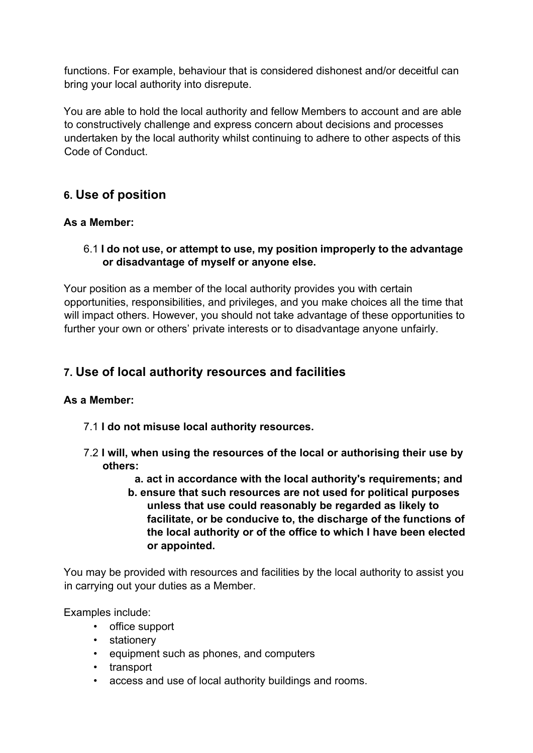functions. For example, behaviour that is considered dishonest and/or deceitful can bring your local authority into disrepute.

You are able to hold the local authority and fellow Members to account and are able to constructively challenge and express concern about decisions and processes undertaken by the local authority whilst continuing to adhere to other aspects of this Code of Conduct.

## 6. Use of position

**As a Member:**

6.1 **I do not use, or attempt to use, my position improperly to the advantage or disadvantage of myself or anyone else.**

Your position as a member of the local authority provides you with certain opportunities, responsibilities, and privileges, and you make choices all the time that will impact others. However, you should not take advantage of these opportunities to further your own or others' private interests or to disadvantage anyone unfairly.

## 7. Use of local authority resources and facilities

**As a Member:**

7.1 **I do not misuse local authority resources.**

7.2 **I will, when using the resources of the local or authorising their use by others:**

**a. act in accordance with the local authority's requirements; and**

**b. ensure that such resources are not used for political purposes unless that use could reasonably be regarded as likely to facilitate, or be conducive to, the discharge of the functions of the local authority or of the office to which I have been elected or appointed.**

You may be provided with resources and facilities by the local authority to assist you in carrying out your duties as a Member.

Examples include:

- office support
- stationery
- equipment such as phones, and computers
- transport
- access and use of local authority buildings and rooms.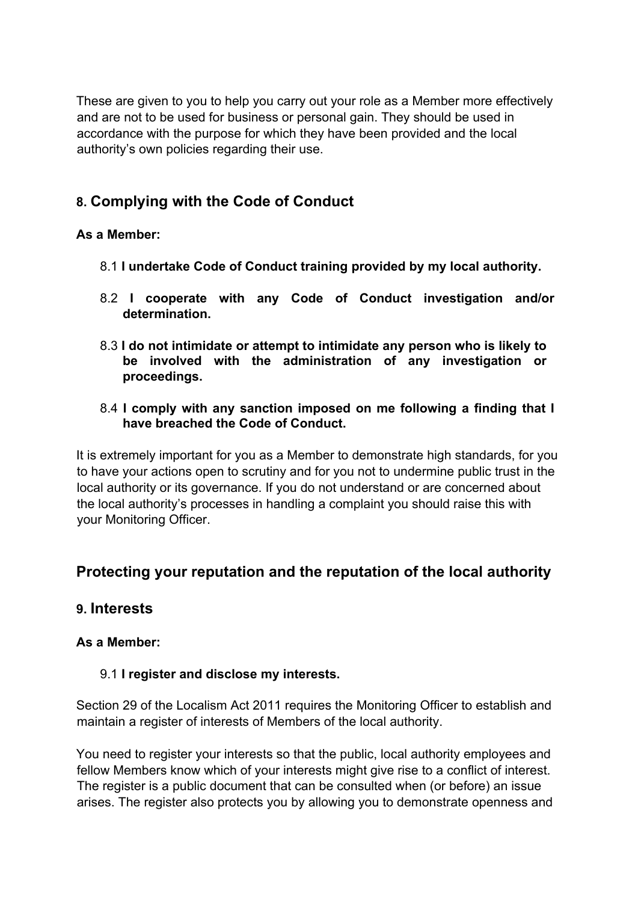These are given to you to help you carry out your role as a Member more effectively and are not to be used for business or personal gain. They should be used in accordance with the purpose for which they have been provided and the local authority's own policies regarding their use.

## 8. Complying with the Code of Conduct

**As a Member:**

8.1 **I undertake Code of Conduct training provided by my local authority.**

8.2 **I cooperate with any Code of Conduct investigation and/or determination.**

8.3 **I do not intimidate or attempt to intimidate any person who is likely to be involved with the administration of any investigation or proceedings.**

8.4 **I comply with any sanction imposed on me following a finding that I have breached the Code of Conduct.**

It is extremely important for you as a Member to demonstrate high standards, for you to have your actions open to scrutiny and for you not to undermine public trust in the local authority or its governance. If you do not understand or are concerned about the local authority's processes in handling a complaint you should raise this with your Monitoring Officer.

# Protecting your reputation and the reputation of the local authority

## 9. Interests

**As a Member:**

9.1 **I register and disclose my interests.**

Section 29 of the Localism Act 2011 requires the Monitoring Officer to establish and maintain a register of interests of Members of the local authority.

You need to register your interests so that the public, local authority employees and fellow Members know which of your interests might give rise to a conflict of interest. The register is a public document that can be consulted when (or before) an issue arises. The register also protects you by allowing you to demonstrate openness and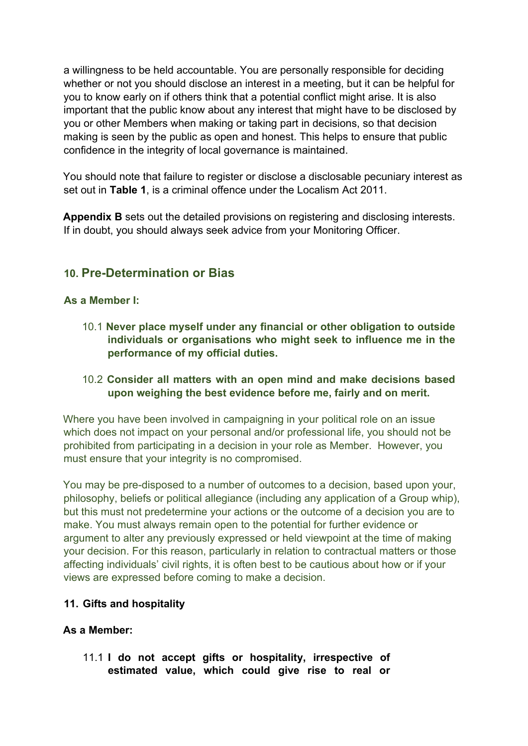a willingness to be held accountable. You are personally responsible for deciding whether or not you should disclose an interest in a meeting, but it can be helpful for you to know early on if others think that a potential conflict might arise. It is also important that the public know about any interest that might have to be disclosed by you or other Members when making or taking part in decisions, so that decision making is seen by the public as open and honest. This helps to ensure that public confidence in the integrity of local governance is maintained.

You should note that failure to register or disclose a disclosable pecuniary interest as set out in **Table 1**, is a criminal offence under the Localism Act 2011.

**Appendix B** sets out the detailed provisions on registering and disclosing interests. If in doubt, you should always seek advice from your Monitoring Officer.

## 10. Pre-Determination or Bias

**As a Member I:**

10.1 **Never place myself under any financial or other obligation to outside individuals or organisations who might seek to influence me in the performance of my official duties.**

10.2 **Consider all matters with an open mind and make decisions based upon weighing the best evidence before me, fairly and on merit.**

Where you have been involved in campaigning in your political role on an issue which does not impact on your personal and/or professional life, you should not be prohibited from participating in a decision in your role as Member. However, you must ensure that your integrity is no compromised.

You may be pre-disposed to a number of outcomes to a decision, based upon your, philosophy, beliefs or political allegiance (including any application of a Group whip), but this must not predetermine your actions or the outcome of a decision you are to make. You must always remain open to the potential for further evidence or argument to alter any previously expressed or held viewpoint at the time of making your decision. For this reason, particularly in relation to contractual matters or those affecting individuals' civil rights, it is often best to be cautious about how or if your views are expressed before coming to make a decision.

## 11. Gifts and hospitality

**As a Member:**

11.1 **I do not accept gifts or hospitality, irrespective of estimated value, which could give rise to real or**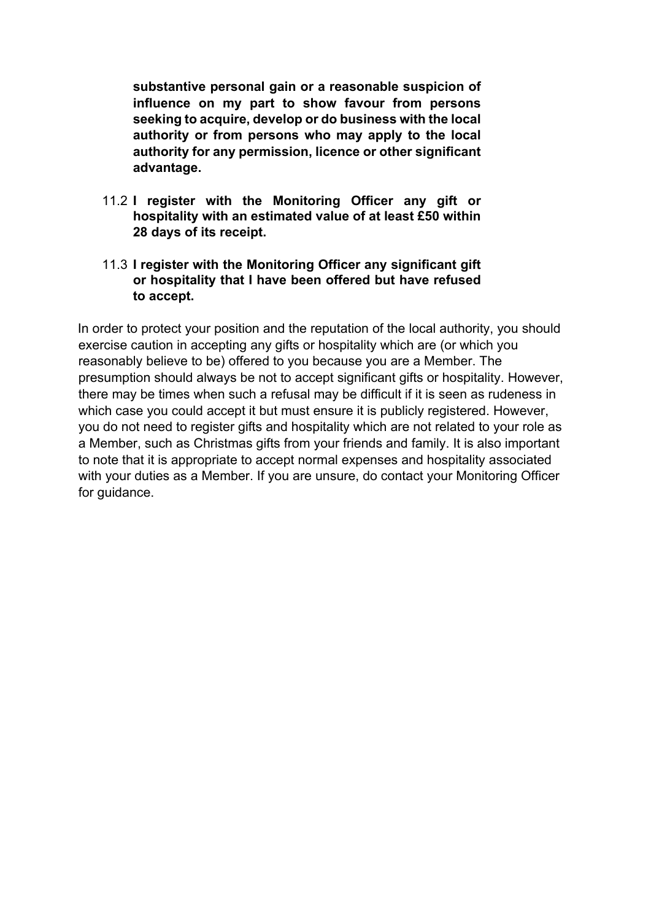**substantive personal gain or a reasonable suspicion of influence on my part to show favour from persons seeking to acquire, develop or do business with the local authority or from persons who may apply to the local authority for any permission, licence or other significant advantage.**

11.2 **I register with the Monitoring Officer any gift or hospitality with an estimated value of at least £50 within 28 days of its receipt.**

11.3 **I register with the Monitoring Officer any significant gift or hospitality that I have been offered but have refused to accept.**

In order to protect your position and the reputation of the local authority, you should exercise caution in accepting any gifts or hospitality which are (or which you reasonably believe to be) offered to you because you are a Member. The presumption should always be not to accept significant gifts or hospitality. However, there may be times when such a refusal may be difficult if it is seen as rudeness in which case you could accept it but must ensure it is publicly registered. However, you do not need to register gifts and hospitality which are not related to your role as a Member, such as Christmas gifts from your friends and family. It is also important to note that it is appropriate to accept normal expenses and hospitality associated with your duties as a Member. If you are unsure, do contact your Monitoring Officer for guidance.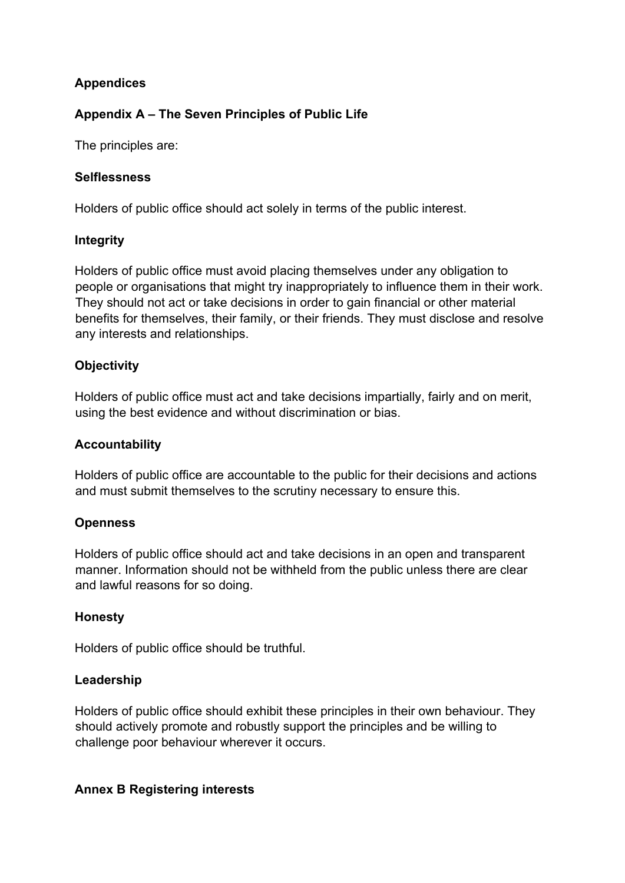## Appendices

### Appendix A – The Seven Principles of Public Life

The principles are:

**Selflessness**

Holders of public office should act solely in terms of the public interest.

**Integrity**

Holders of public office must avoid placing themselves under any obligation to people or organisations that might try inappropriately to influence them in their work. They should not act or take decisions in order to gain financial or other material benefits for themselves, their family, or their friends. They must disclose and resolve any interests and relationships.

**Objectivity**

Holders of public office must act and take decisions impartially, fairly and on merit, using the best evidence and without discrimination or bias.

**Accountability**

Holders of public office are accountable to the public for their decisions and actions and must submit themselves to the scrutiny necessary to ensure this.

**Openness**

Holders of public office should act and take decisions in an open and transparent manner. Information should not be withheld from the public unless there are clear and lawful reasons for so doing.

**Honesty**

Holders of public office should be truthful.

**Leadership**

Holders of public office should exhibit these principles in their own behaviour. They should actively promote and robustly support the principles and be willing to challenge poor behaviour wherever it occurs.

### Annex B Registering interests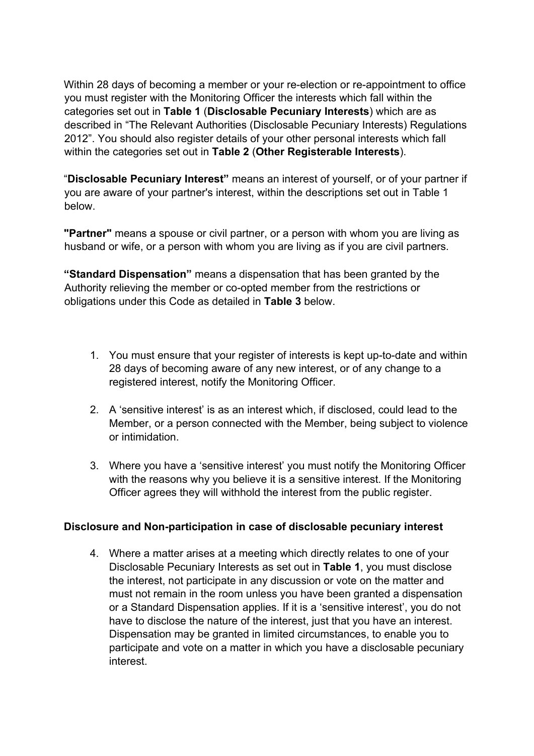Within 28 days of becoming a member or your re-election or re-appointment to office you must register with the Monitoring Officer the interests which fall within the categories set out in **Table 1** (**Disclosable Pecuniary Interests**) which are as described in "The Relevant Authorities (Disclosable Pecuniary Interests) Regulations 2012". You should also register details of your other personal interests which fall within the categories set out in **Table 2** (**Other Registerable Interests**).

"**Disclosable Pecuniary Interest"** means an interest of yourself, or of your partner if you are aware of your partner's interest, within the descriptions set out in Table 1 below.

**"Partner"** means a spouse or civil partner, or a person with whom you are living as husband or wife, or a person with whom you are living as if you are civil partners.

**"Standard Dispensation"** means a dispensation that has been granted by the Authority relieving the member or co-opted member from the restrictions or obligations under this Code as detailed in **Table 3** below.

1. You must ensure that your register of interests is kept up-to-date and within 28 days of becoming aware of any new interest, or of any change to a registered interest, notify the Monitoring Officer.

2. A 'sensitive interest' is as an interest which, if disclosed, could lead to the Member, or a person connected with the Member, being subject to violence or intimidation.

3. Where you have a 'sensitive interest' you must notify the Monitoring Officer with the reasons why you believe it is a sensitive interest. If the Monitoring Officer agrees they will withhold the interest from the public register.

**Disclosure and Non-participation in case of disclosable pecuniary interest**

4. Where a matter arises at a meeting which directly relates to one of your Disclosable Pecuniary Interests as set out in **Table 1**, you must disclose the interest, not participate in any discussion or vote on the matter and must not remain in the room unless you have been granted a dispensation or a Standard Dispensation applies. If it is a 'sensitive interest', you do not have to disclose the nature of the interest, just that you have an interest. Dispensation may be granted in limited circumstances, to enable you to participate and vote on a matter in which you have a disclosable pecuniary interest.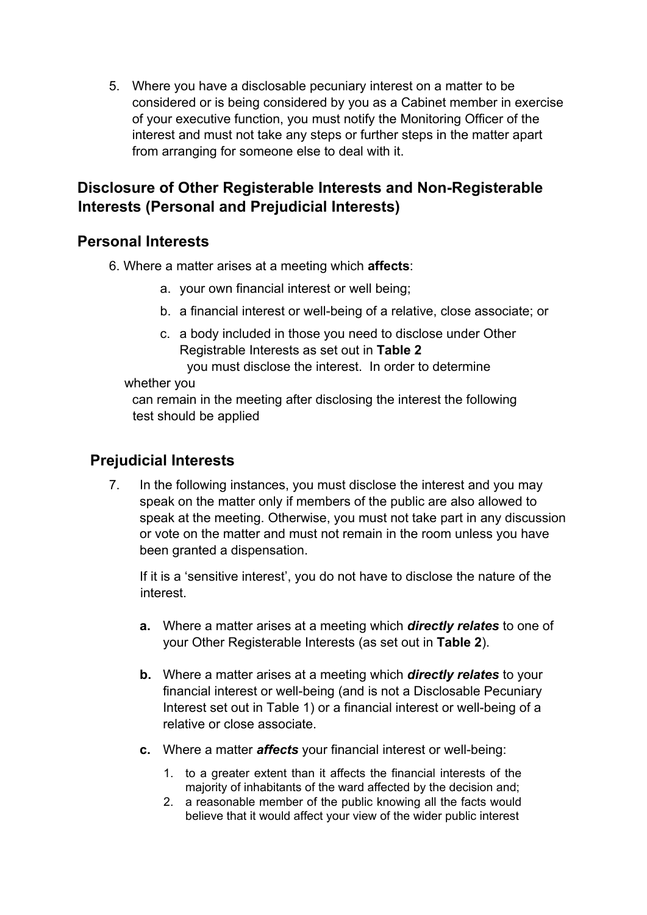5. Where you have a disclosable pecuniary interest on a matter to be considered or is being considered by you as a Cabinet member in exercise of your executive function, you must notify the Monitoring Officer of the interest and must not take any steps or further steps in the matter apart from arranging for someone else to deal with it.

## Disclosure of Other Registerable Interests and Non-Registerable Interests (Personal and Prejudicial Interests)

## Personal Interests

6. Where a matter arises at a meeting which **affects**:

   a. your own financial interest or well being;

   b. a financial interest or well-being of a relative, close associate; or

   c. a body included in those you need to disclose under Other Registrable Interests as set out in **Table 2**

   you must disclose the interest. In order to determine whether you can remain in the meeting after disclosing the interest the following test should be applied

## Prejudicial Interests

7. In the following instances, you must disclose the interest and you may speak on the matter only if members of the public are also allowed to speak at the meeting. Otherwise, you must not take part in any discussion or vote on the matter and must not remain in the room unless you have been granted a dispensation.

   If it is a 'sensitive interest', you do not have to disclose the nature of the interest.

   **a.** Where a matter arises at a meeting which ***directly relates*** to one of your Other Registerable Interests (as set out in **Table 2**).

   **b.** Where a matter arises at a meeting which ***directly relates*** to your financial interest or well-being (and is not a Disclosable Pecuniary Interest set out in Table 1) or a financial interest or well-being of a relative or close associate.

   **c.** Where a matter ***affects*** your financial interest or well-being:

   1. to a greater extent than it affects the financial interests of the majority of inhabitants of the ward affected by the decision and;
   2. a reasonable member of the public knowing all the facts would believe that it would affect your view of the wider public interest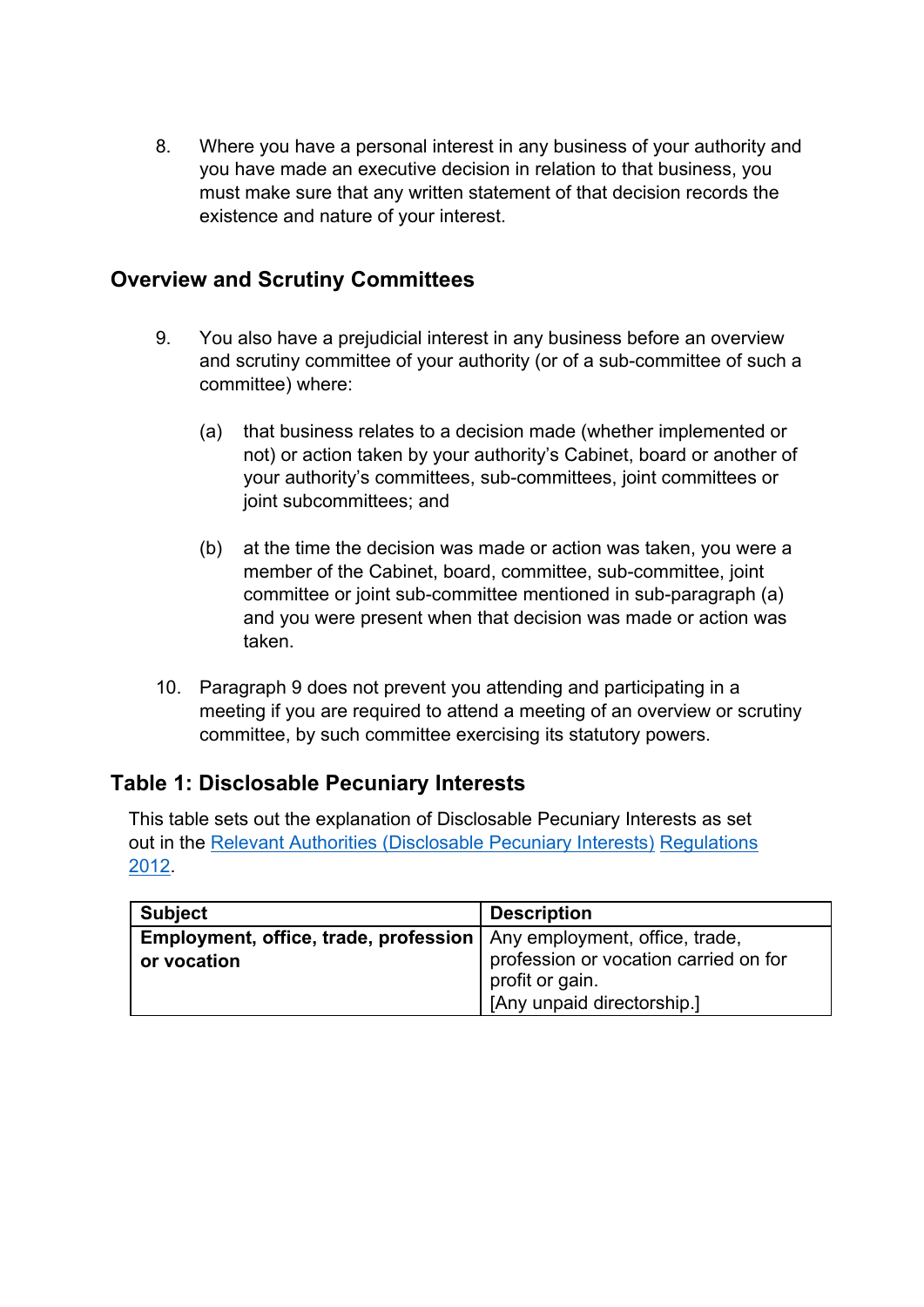8. Where you have a personal interest in any business of your authority and you have made an executive decision in relation to that business, you must make sure that any written statement of that decision records the existence and nature of your interest.

## Overview and Scrutiny Committees

9. You also have a prejudicial interest in any business before an overview and scrutiny committee of your authority (or of a sub-committee of such a committee) where:

   (a) that business relates to a decision made (whether implemented or not) or action taken by your authority's Cabinet, board or another of your authority's committees, sub-committees, joint committees or joint subcommittees; and

   (b) at the time the decision was made or action was taken, you were a member of the Cabinet, board, committee, sub-committee, joint committee or joint sub-committee mentioned in sub-paragraph (a) and you were present when that decision was made or action was taken.

10. Paragraph 9 does not prevent you attending and participating in a meeting if you are required to attend a meeting of an overview or scrutiny committee, by such committee exercising its statutory powers.

## Table 1: Disclosable Pecuniary Interests

This table sets out the explanation of Disclosable Pecuniary Interests as set out in the Relevant Authorities (Disclosable Pecuniary Interests) Regulations 2012.

| Subject | Description |
|---|---|
| **Employment, office, trade, profession or vocation** | Any employment, office, trade, profession or vocation carried on for profit or gain. [Any unpaid directorship.] |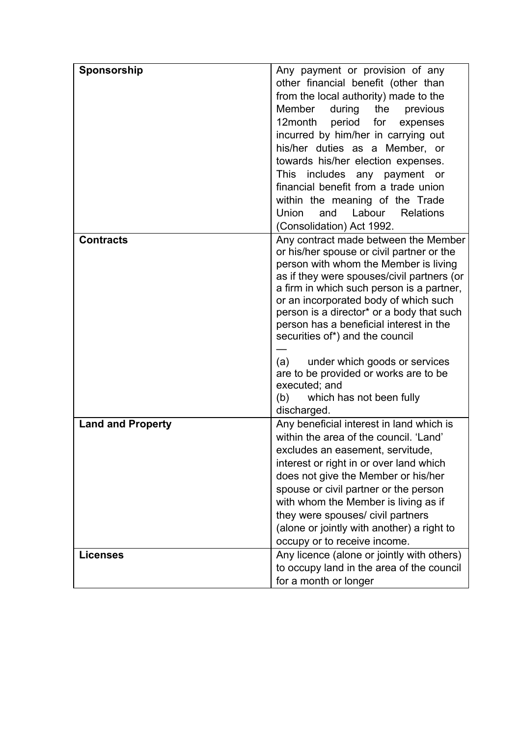| | |
|---|---|
| **Sponsorship** | Any payment or provision of any other financial benefit (other than from the local authority) made to the Member during the previous 12month period for expenses incurred by him/her in carrying out his/her duties as a Member, or towards his/her election expenses. This includes any payment or financial benefit from a trade union within the meaning of the Trade Union and Labour Relations (Consolidation) Act 1992. |
| **Contracts** | Any contract made between the Member or his/her spouse or civil partner or the person with whom the Member is living as if they were spouses/civil partners (or a firm in which such person is a partner, or an incorporated body of which such person is a director* or a body that such person has a beneficial interest in the securities of*) and the council — (a) under which goods or services are to be provided or works are to be executed; and (b) which has not been fully discharged. |
| **Land and Property** | Any beneficial interest in land which is within the area of the council. 'Land' excludes an easement, servitude, interest or right in or over land which does not give the Member or his/her spouse or civil partner or the person with whom the Member is living as if they were spouses/ civil partners (alone or jointly with another) a right to occupy or to receive income. |
| **Licenses** | Any licence (alone or jointly with others) to occupy land in the area of the council for a month or longer |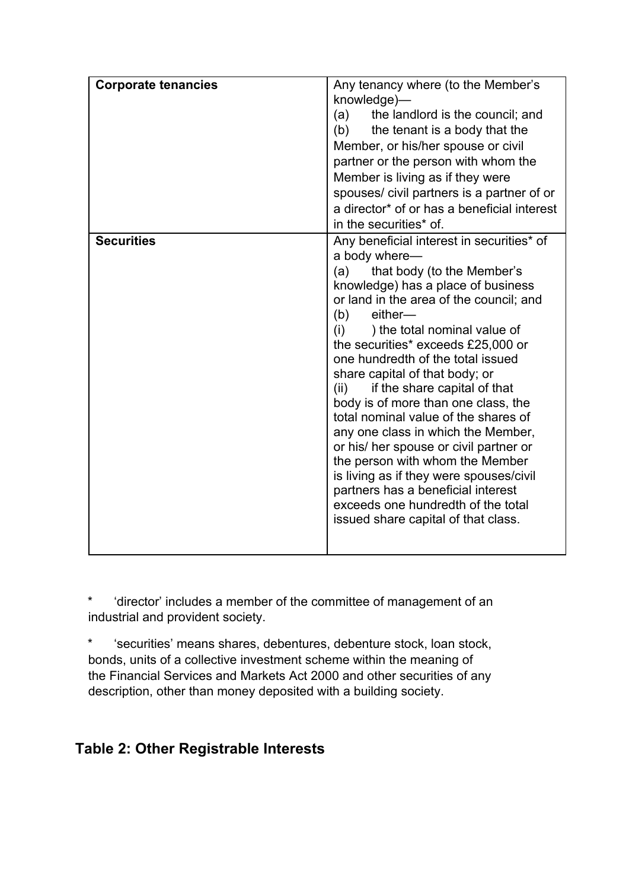| | |
|---|---|
| **Corporate tenancies** | Any tenancy where (to the Member's knowledge)—<br>(a) the landlord is the council; and<br>(b) the tenant is a body that the Member, or his/her spouse or civil partner or the person with whom the Member is living as if they were spouses/ civil partners is a partner of or a director* of or has a beneficial interest in the securities* of. |
| **Securities** | Any beneficial interest in securities* of a body where—<br>(a) that body (to the Member's knowledge) has a place of business or land in the area of the council; and<br>(b) either—<br>(i) ) the total nominal value of the securities* exceeds £25,000 or one hundredth of the total issued share capital of that body; or<br>(ii) if the share capital of that body is of more than one class, the total nominal value of the shares of any one class in which the Member, or his/ her spouse or civil partner or the person with whom the Member is living as if they were spouses/civil partners has a beneficial interest exceeds one hundredth of the total issued share capital of that class. |

* 'director' includes a member of the committee of management of an industrial and provident society.

* 'securities' means shares, debentures, debenture stock, loan stock, bonds, units of a collective investment scheme within the meaning of the Financial Services and Markets Act 2000 and other securities of any description, other than money deposited with a building society.

## Table 2: Other Registrable Interests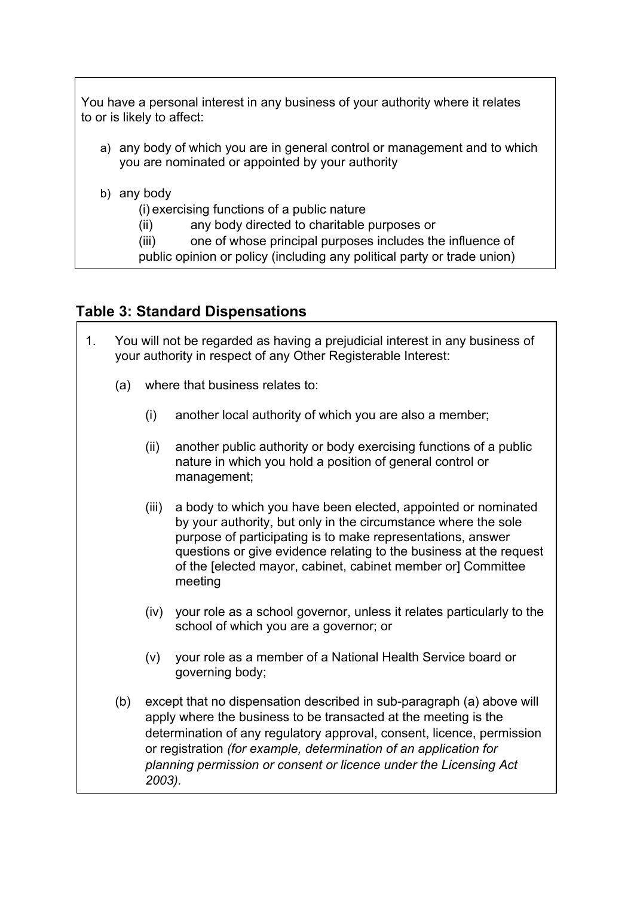You have a personal interest in any business of your authority where it relates to or is likely to affect:

a) any body of which you are in general control or management and to which you are nominated or appointed by your authority

b) any body
   (i) exercising functions of a public nature
   (ii) any body directed to charitable purposes or
   (iii) one of whose principal purposes includes the influence of public opinion or policy (including any political party or trade union)

## Table 3: Standard Dispensations

1. You will not be regarded as having a prejudicial interest in any business of your authority in respect of any Other Registerable Interest:

   (a) where that business relates to:

      (i) another local authority of which you are also a member;

      (ii) another public authority or body exercising functions of a public nature in which you hold a position of general control or management;

      (iii) a body to which you have been elected, appointed or nominated by your authority, but only in the circumstance where the sole purpose of participating is to make representations, answer questions or give evidence relating to the business at the request of the [elected mayor, cabinet, cabinet member or] Committee meeting

      (iv) your role as a school governor, unless it relates particularly to the school of which you are a governor; or

      (v) your role as a member of a National Health Service board or governing body;

   (b) except that no dispensation described in sub-paragraph (a) above will apply where the business to be transacted at the meeting is the determination of any regulatory approval, consent, licence, permission or registration *(for example, determination of an application for planning permission or consent or licence under the Licensing Act 2003).*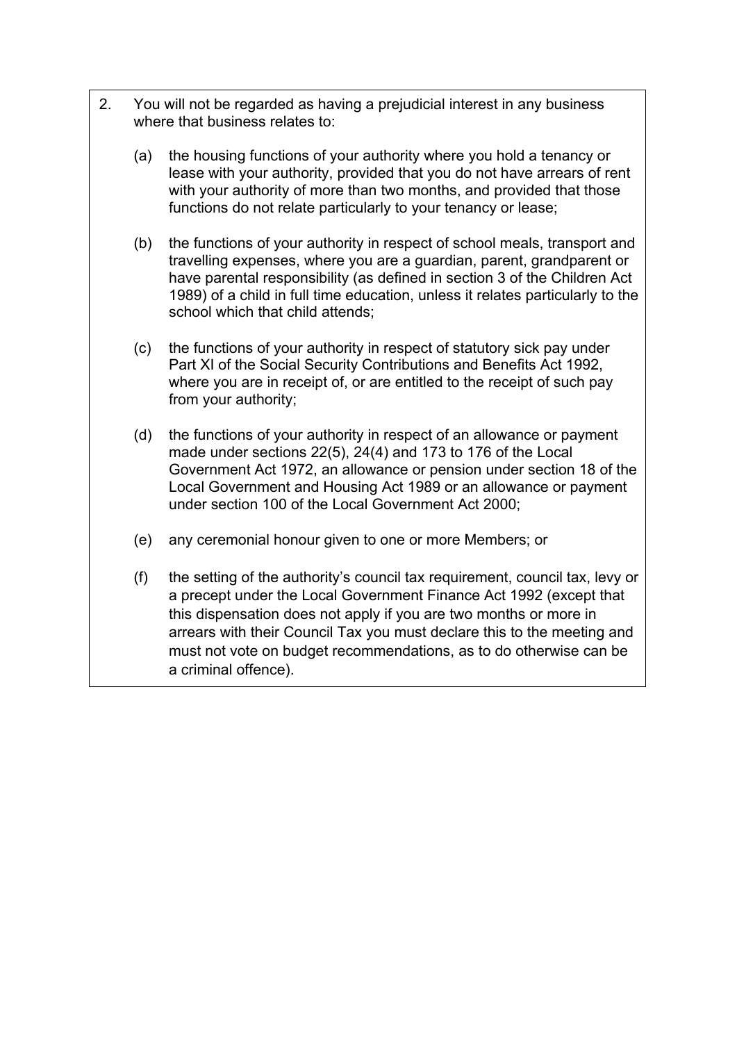2. You will not be regarded as having a prejudicial interest in any business where that business relates to:

    (a) the housing functions of your authority where you hold a tenancy or lease with your authority, provided that you do not have arrears of rent with your authority of more than two months, and provided that those functions do not relate particularly to your tenancy or lease;

    (b) the functions of your authority in respect of school meals, transport and travelling expenses, where you are a guardian, parent, grandparent or have parental responsibility (as defined in section 3 of the Children Act 1989) of a child in full time education, unless it relates particularly to the school which that child attends;

    (c) the functions of your authority in respect of statutory sick pay under Part XI of the Social Security Contributions and Benefits Act 1992, where you are in receipt of, or are entitled to the receipt of such pay from your authority;

    (d) the functions of your authority in respect of an allowance or payment made under sections 22(5), 24(4) and 173 to 176 of the Local Government Act 1972, an allowance or pension under section 18 of the Local Government and Housing Act 1989 or an allowance or payment under section 100 of the Local Government Act 2000;

    (e) any ceremonial honour given to one or more Members; or

    (f) the setting of the authority's council tax requirement, council tax, levy or a precept under the Local Government Finance Act 1992 (except that this dispensation does not apply if you are two months or more in arrears with their Council Tax you must declare this to the meeting and must not vote on budget recommendations, as to do otherwise can be a criminal offence).